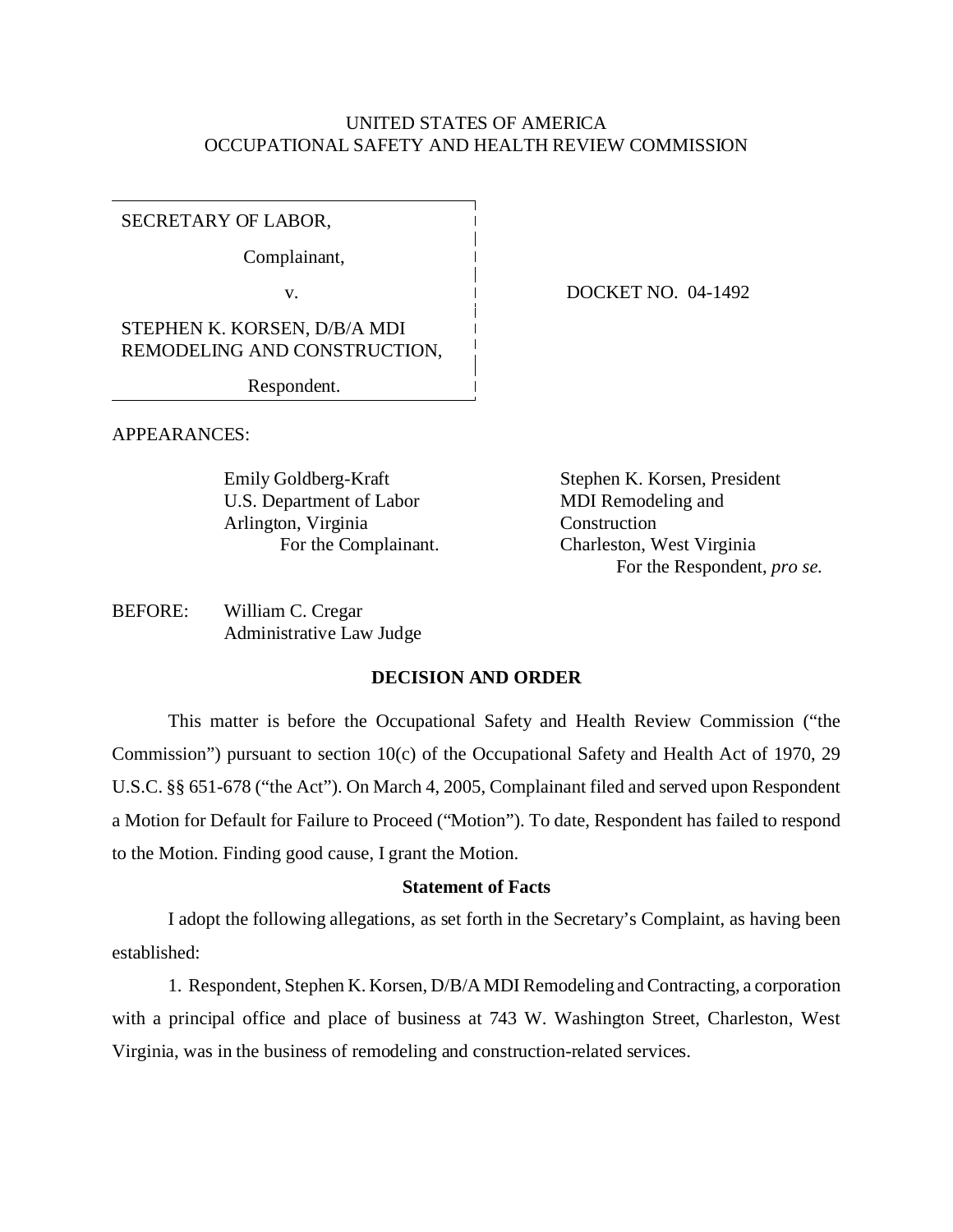UNITED STATES OF AMERICA
OCCUPATIONAL SAFETY AND HEALTH REVIEW COMMISSION

SECRETARY OF LABOR,

Complainant,

v.

STEPHEN K. KORSEN, D/B/A MDI REMODELING AND CONSTRUCTION,

Respondent.

DOCKET NO. 04-1492

APPEARANCES:

Emily Goldberg-Kraft
U.S. Department of Labor
Arlington, Virginia
For the Complainant.

Stephen K. Korsen, President
MDI Remodeling and Construction
Charleston, West Virginia
For the Respondent, *pro se.*

BEFORE: William C. Cregar
Administrative Law Judge

## DECISION AND ORDER

This matter is before the Occupational Safety and Health Review Commission ("the Commission") pursuant to section 10(c) of the Occupational Safety and Health Act of 1970, 29 U.S.C. §§ 651-678 ("the Act"). On March 4, 2005, Complainant filed and served upon Respondent a Motion for Default for Failure to Proceed ("Motion"). To date, Respondent has failed to respond to the Motion. Finding good cause, I grant the Motion.

### Statement of Facts

I adopt the following allegations, as set forth in the Secretary's Complaint, as having been established:

1. Respondent, Stephen K. Korsen, D/B/A MDI Remodeling and Contracting, a corporation with a principal office and place of business at 743 W. Washington Street, Charleston, West Virginia, was in the business of remodeling and construction-related services.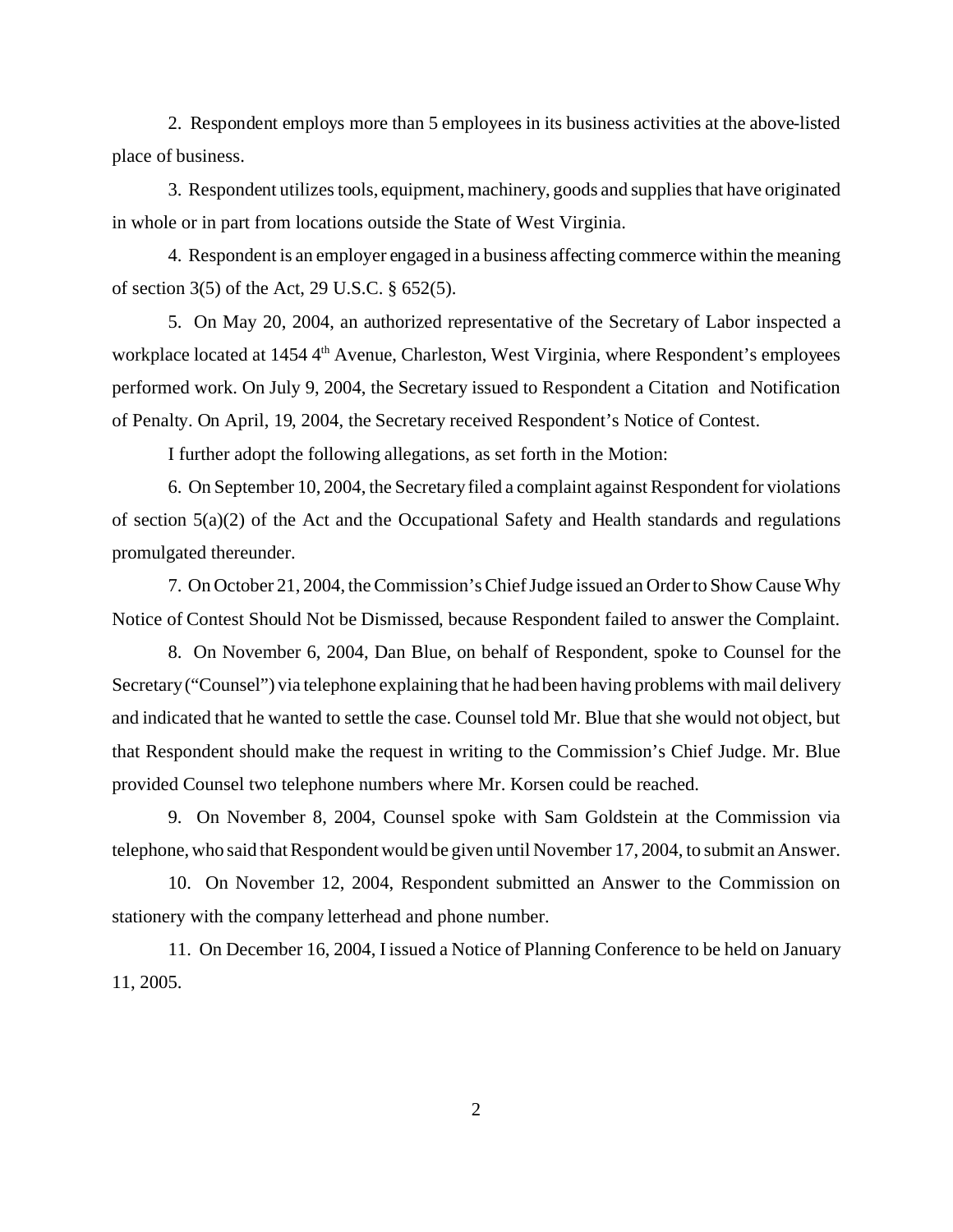2. Respondent employs more than 5 employees in its business activities at the above-listed place of business.

3. Respondent utilizes tools, equipment, machinery, goods and supplies that have originated in whole or in part from locations outside the State of West Virginia.

4. Respondent is an employer engaged in a business affecting commerce within the meaning of section 3(5) of the Act, 29 U.S.C. § 652(5).

5. On May 20, 2004, an authorized representative of the Secretary of Labor inspected a workplace located at 1454 4th Avenue, Charleston, West Virginia, where Respondent's employees performed work. On July 9, 2004, the Secretary issued to Respondent a Citation and Notification of Penalty. On April, 19, 2004, the Secretary received Respondent's Notice of Contest.

I further adopt the following allegations, as set forth in the Motion:

6. On September 10, 2004, the Secretary filed a complaint against Respondent for violations of section 5(a)(2) of the Act and the Occupational Safety and Health standards and regulations promulgated thereunder.

7. On October 21, 2004, the Commission's Chief Judge issued an Order to Show Cause Why Notice of Contest Should Not be Dismissed, because Respondent failed to answer the Complaint.

8. On November 6, 2004, Dan Blue, on behalf of Respondent, spoke to Counsel for the Secretary ("Counsel") via telephone explaining that he had been having problems with mail delivery and indicated that he wanted to settle the case. Counsel told Mr. Blue that she would not object, but that Respondent should make the request in writing to the Commission's Chief Judge. Mr. Blue provided Counsel two telephone numbers where Mr. Korsen could be reached.

9. On November 8, 2004, Counsel spoke with Sam Goldstein at the Commission via telephone, who said that Respondent would be given until November 17, 2004, to submit an Answer.

10. On November 12, 2004, Respondent submitted an Answer to the Commission on stationery with the company letterhead and phone number.

11. On December 16, 2004, I issued a Notice of Planning Conference to be held on January 11, 2005.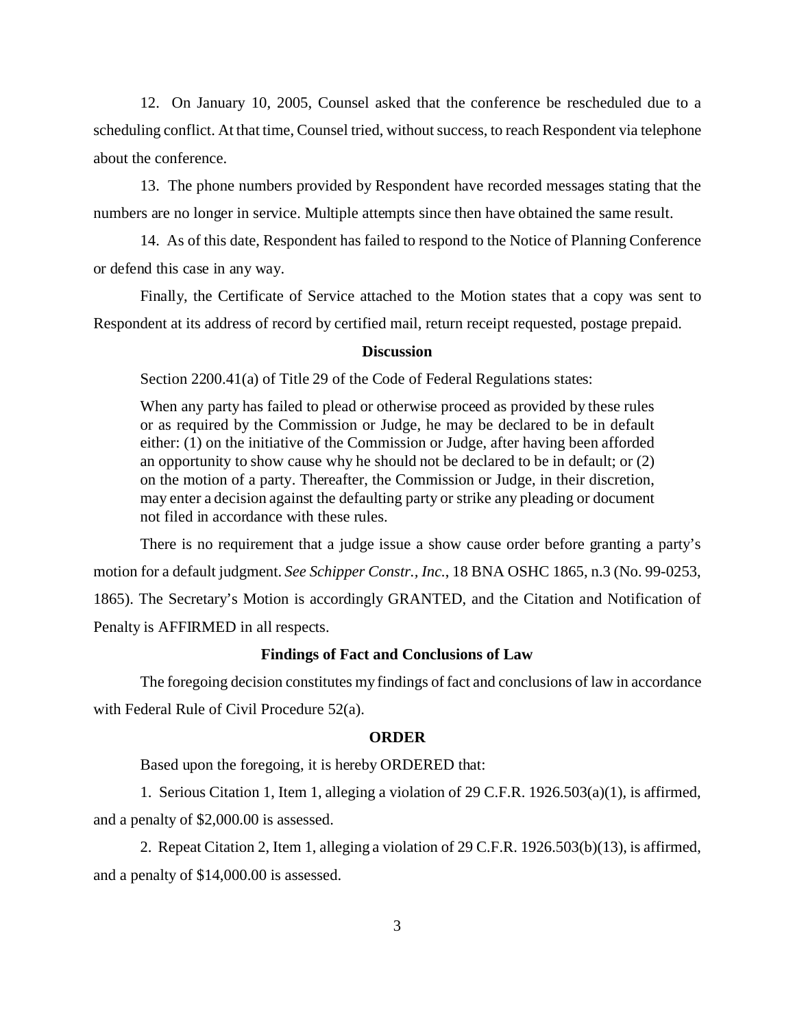12. On January 10, 2005, Counsel asked that the conference be rescheduled due to a scheduling conflict. At that time, Counsel tried, without success, to reach Respondent via telephone about the conference.

13. The phone numbers provided by Respondent have recorded messages stating that the numbers are no longer in service. Multiple attempts since then have obtained the same result.

14. As of this date, Respondent has failed to respond to the Notice of Planning Conference or defend this case in any way.

Finally, the Certificate of Service attached to the Motion states that a copy was sent to Respondent at its address of record by certified mail, return receipt requested, postage prepaid.

**Discussion**

Section 2200.41(a) of Title 29 of the Code of Federal Regulations states:

> When any party has failed to plead or otherwise proceed as provided by these rules or as required by the Commission or Judge, he may be declared to be in default either: (1) on the initiative of the Commission or Judge, after having been afforded an opportunity to show cause why he should not be declared to be in default; or (2) on the motion of a party. Thereafter, the Commission or Judge, in their discretion, may enter a decision against the defaulting party or strike any pleading or document not filed in accordance with these rules.

There is no requirement that a judge issue a show cause order before granting a party's motion for a default judgment. *See Schipper Constr., Inc.*, 18 BNA OSHC 1865, n.3 (No. 99-0253, 1865). The Secretary's Motion is accordingly GRANTED, and the Citation and Notification of Penalty is AFFIRMED in all respects.

**Findings of Fact and Conclusions of Law**

The foregoing decision constitutes my findings of fact and conclusions of law in accordance with Federal Rule of Civil Procedure 52(a).

**ORDER**

Based upon the foregoing, it is hereby ORDERED that:

1. Serious Citation 1, Item 1, alleging a violation of 29 C.F.R. 1926.503(a)(1), is affirmed, and a penalty of $2,000.00 is assessed.

2. Repeat Citation 2, Item 1, alleging a violation of 29 C.F.R. 1926.503(b)(13), is affirmed, and a penalty of $14,000.00 is assessed.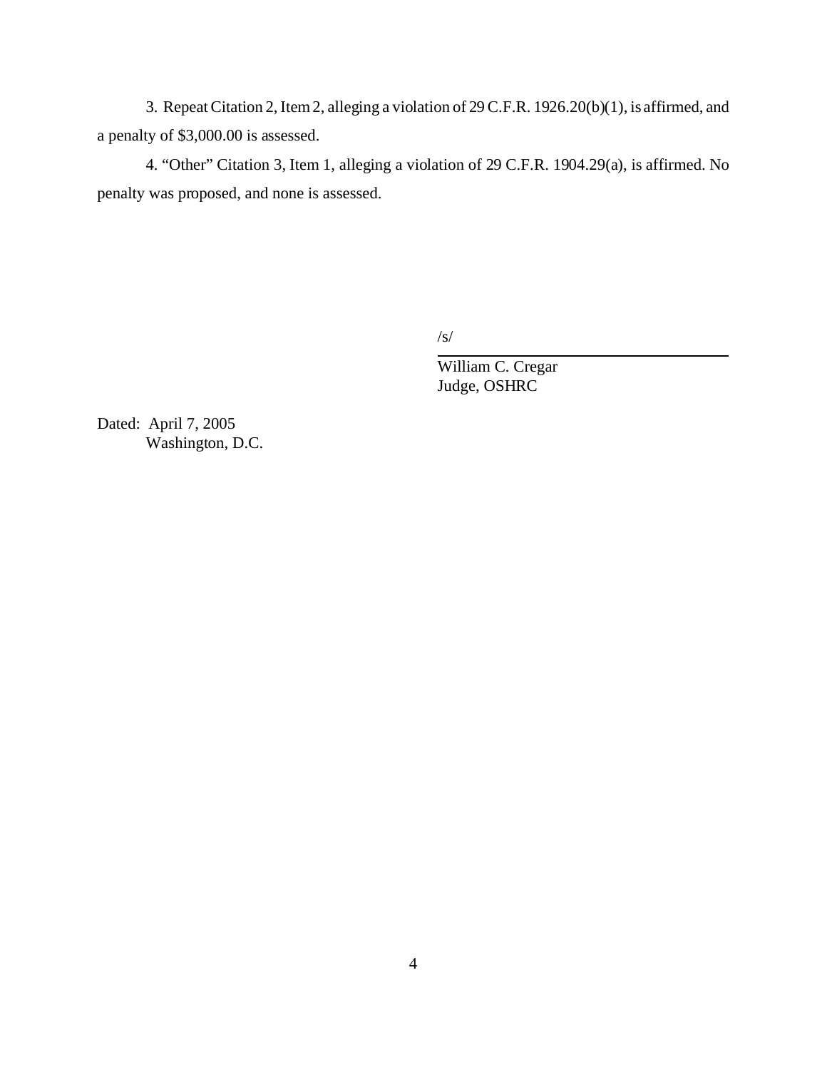3. Repeat Citation 2, Item 2, alleging a violation of 29 C.F.R. 1926.20(b)(1), is affirmed, and a penalty of $3,000.00 is assessed.

4. “Other” Citation 3, Item 1, alleging a violation of 29 C.F.R. 1904.29(a), is affirmed. No penalty was proposed, and none is assessed.

/s/

William C. Cregar
Judge, OSHRC

Dated: April 7, 2005
Washington, D.C.